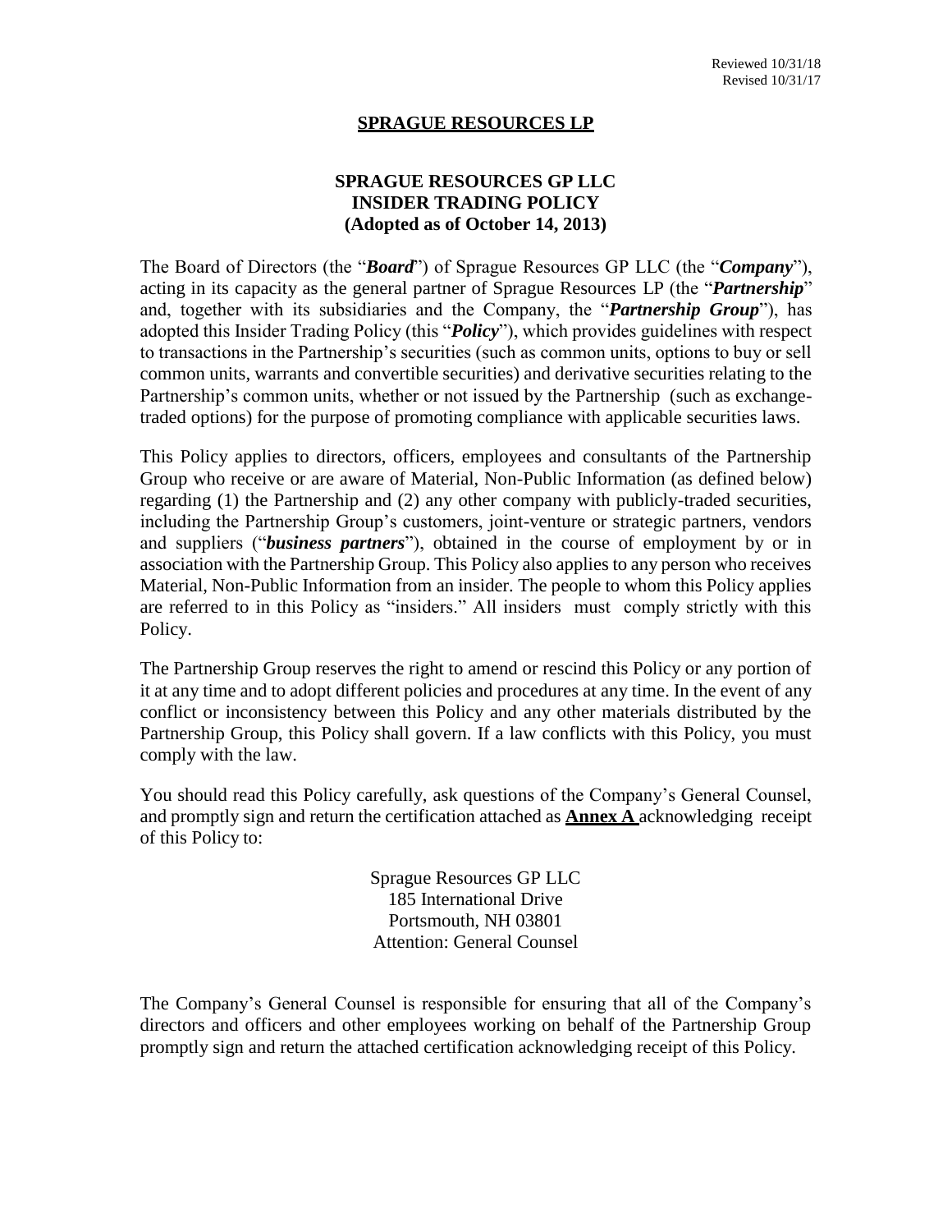Reviewed 10/31/18
Revised 10/31/17

# SPRAGUE RESOURCES LP

## SPRAGUE RESOURCES GP LLC
## INSIDER TRADING POLICY
## (Adopted as of October 14, 2013)

The Board of Directors (the "***Board***") of Sprague Resources GP LLC (the "***Company***"), acting in its capacity as the general partner of Sprague Resources LP (the "***Partnership***" and, together with its subsidiaries and the Company, the "***Partnership Group***"), has adopted this Insider Trading Policy (this "***Policy***"), which provides guidelines with respect to transactions in the Partnership's securities (such as common units, options to buy or sell common units, warrants and convertible securities) and derivative securities relating to the Partnership's common units, whether or not issued by the Partnership (such as exchange-traded options) for the purpose of promoting compliance with applicable securities laws.

This Policy applies to directors, officers, employees and consultants of the Partnership Group who receive or are aware of Material, Non-Public Information (as defined below) regarding (1) the Partnership and (2) any other company with publicly-traded securities, including the Partnership Group's customers, joint-venture or strategic partners, vendors and suppliers ("***business partners***"), obtained in the course of employment by or in association with the Partnership Group. This Policy also applies to any person who receives Material, Non-Public Information from an insider. The people to whom this Policy applies are referred to in this Policy as "insiders." All insiders must comply strictly with this Policy.

The Partnership Group reserves the right to amend or rescind this Policy or any portion of it at any time and to adopt different policies and procedures at any time. In the event of any conflict or inconsistency between this Policy and any other materials distributed by the Partnership Group, this Policy shall govern. If a law conflicts with this Policy, you must comply with the law.

You should read this Policy carefully, ask questions of the Company's General Counsel, and promptly sign and return the certification attached as **Annex A** acknowledging receipt of this Policy to:

Sprague Resources GP LLC
185 International Drive
Portsmouth, NH 03801
Attention: General Counsel

The Company's General Counsel is responsible for ensuring that all of the Company's directors and officers and other employees working on behalf of the Partnership Group promptly sign and return the attached certification acknowledging receipt of this Policy.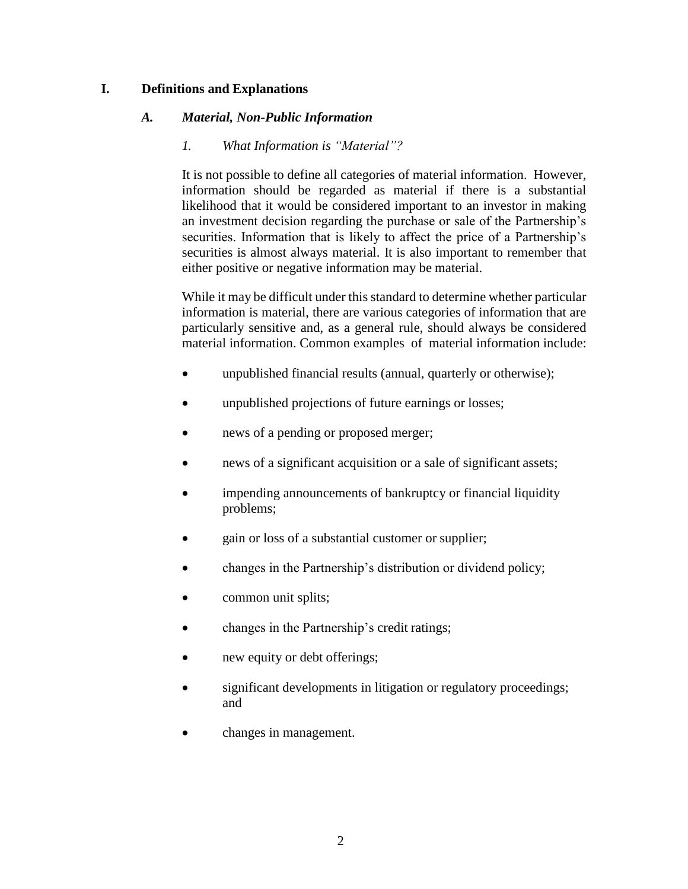# I. Definitions and Explanations

## *A. Material, Non-Public Information*

### *1. What Information is "Material"?*

It is not possible to define all categories of material information. However, information should be regarded as material if there is a substantial likelihood that it would be considered important to an investor in making an investment decision regarding the purchase or sale of the Partnership's securities. Information that is likely to affect the price of a Partnership's securities is almost always material. It is also important to remember that either positive or negative information may be material.

While it may be difficult under this standard to determine whether particular information is material, there are various categories of information that are particularly sensitive and, as a general rule, should always be considered material information. Common examples of material information include:

- unpublished financial results (annual, quarterly or otherwise);
- unpublished projections of future earnings or losses;
- news of a pending or proposed merger;
- news of a significant acquisition or a sale of significant assets;
- impending announcements of bankruptcy or financial liquidity problems;
- gain or loss of a substantial customer or supplier;
- changes in the Partnership's distribution or dividend policy;
- common unit splits;
- changes in the Partnership's credit ratings;
- new equity or debt offerings;
- significant developments in litigation or regulatory proceedings; and
- changes in management.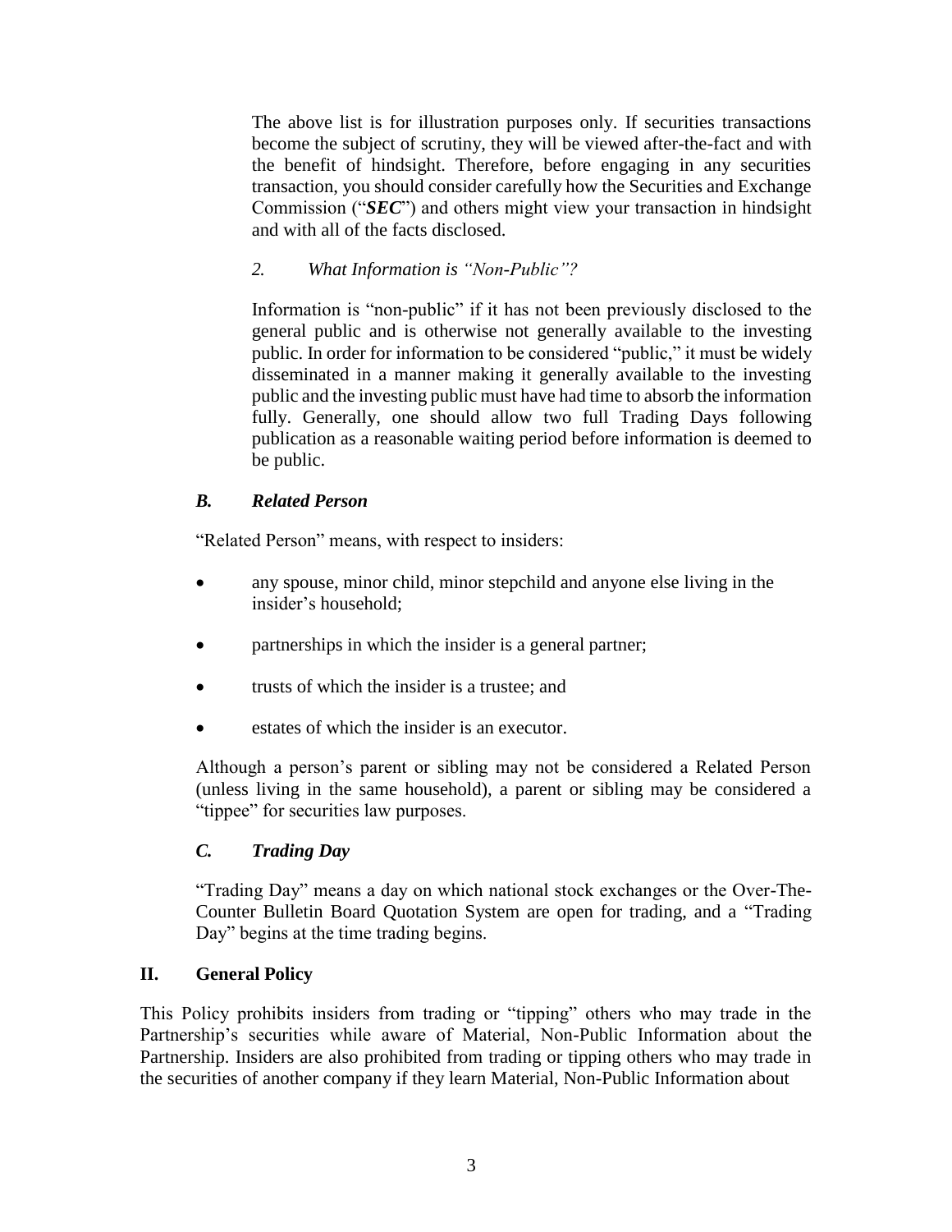The above list is for illustration purposes only. If securities transactions become the subject of scrutiny, they will be viewed after-the-fact and with the benefit of hindsight. Therefore, before engaging in any securities transaction, you should consider carefully how the Securities and Exchange Commission ("***SEC***") and others might view your transaction in hindsight and with all of the facts disclosed.

*2. What Information is "Non-Public"?*

Information is "non-public" if it has not been previously disclosed to the general public and is otherwise not generally available to the investing public. In order for information to be considered "public," it must be widely disseminated in a manner making it generally available to the investing public and the investing public must have had time to absorb the information fully. Generally, one should allow two full Trading Days following publication as a reasonable waiting period before information is deemed to be public.

### *B. Related Person*

"Related Person" means, with respect to insiders:

- any spouse, minor child, minor stepchild and anyone else living in the insider's household;
- partnerships in which the insider is a general partner;
- trusts of which the insider is a trustee; and
- estates of which the insider is an executor.

Although a person's parent or sibling may not be considered a Related Person (unless living in the same household), a parent or sibling may be considered a "tippee" for securities law purposes.

### *C. Trading Day*

"Trading Day" means a day on which national stock exchanges or the Over-The-Counter Bulletin Board Quotation System are open for trading, and a "Trading Day" begins at the time trading begins.

## II. General Policy

This Policy prohibits insiders from trading or "tipping" others who may trade in the Partnership's securities while aware of Material, Non-Public Information about the Partnership. Insiders are also prohibited from trading or tipping others who may trade in the securities of another company if they learn Material, Non-Public Information about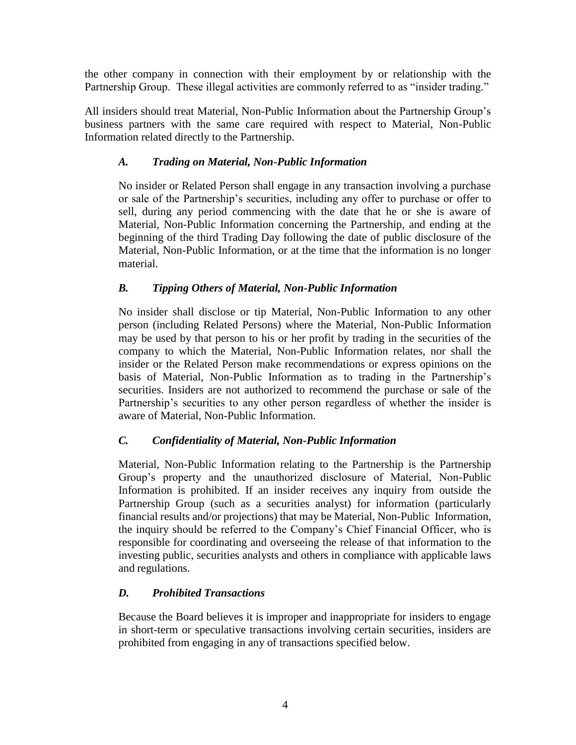the other company in connection with their employment by or relationship with the Partnership Group. These illegal activities are commonly referred to as "insider trading."

All insiders should treat Material, Non-Public Information about the Partnership Group's business partners with the same care required with respect to Material, Non-Public Information related directly to the Partnership.

### *A. Trading on Material, Non-Public Information*

No insider or Related Person shall engage in any transaction involving a purchase or sale of the Partnership's securities, including any offer to purchase or offer to sell, during any period commencing with the date that he or she is aware of Material, Non-Public Information concerning the Partnership, and ending at the beginning of the third Trading Day following the date of public disclosure of the Material, Non-Public Information, or at the time that the information is no longer material.

### *B. Tipping Others of Material, Non-Public Information*

No insider shall disclose or tip Material, Non-Public Information to any other person (including Related Persons) where the Material, Non-Public Information may be used by that person to his or her profit by trading in the securities of the company to which the Material, Non-Public Information relates, nor shall the insider or the Related Person make recommendations or express opinions on the basis of Material, Non-Public Information as to trading in the Partnership's securities. Insiders are not authorized to recommend the purchase or sale of the Partnership's securities to any other person regardless of whether the insider is aware of Material, Non-Public Information.

### *C. Confidentiality of Material, Non-Public Information*

Material, Non-Public Information relating to the Partnership is the Partnership Group's property and the unauthorized disclosure of Material, Non-Public Information is prohibited. If an insider receives any inquiry from outside the Partnership Group (such as a securities analyst) for information (particularly financial results and/or projections) that may be Material, Non-Public Information, the inquiry should be referred to the Company's Chief Financial Officer, who is responsible for coordinating and overseeing the release of that information to the investing public, securities analysts and others in compliance with applicable laws and regulations.

### *D. Prohibited Transactions*

Because the Board believes it is improper and inappropriate for insiders to engage in short-term or speculative transactions involving certain securities, insiders are prohibited from engaging in any of transactions specified below.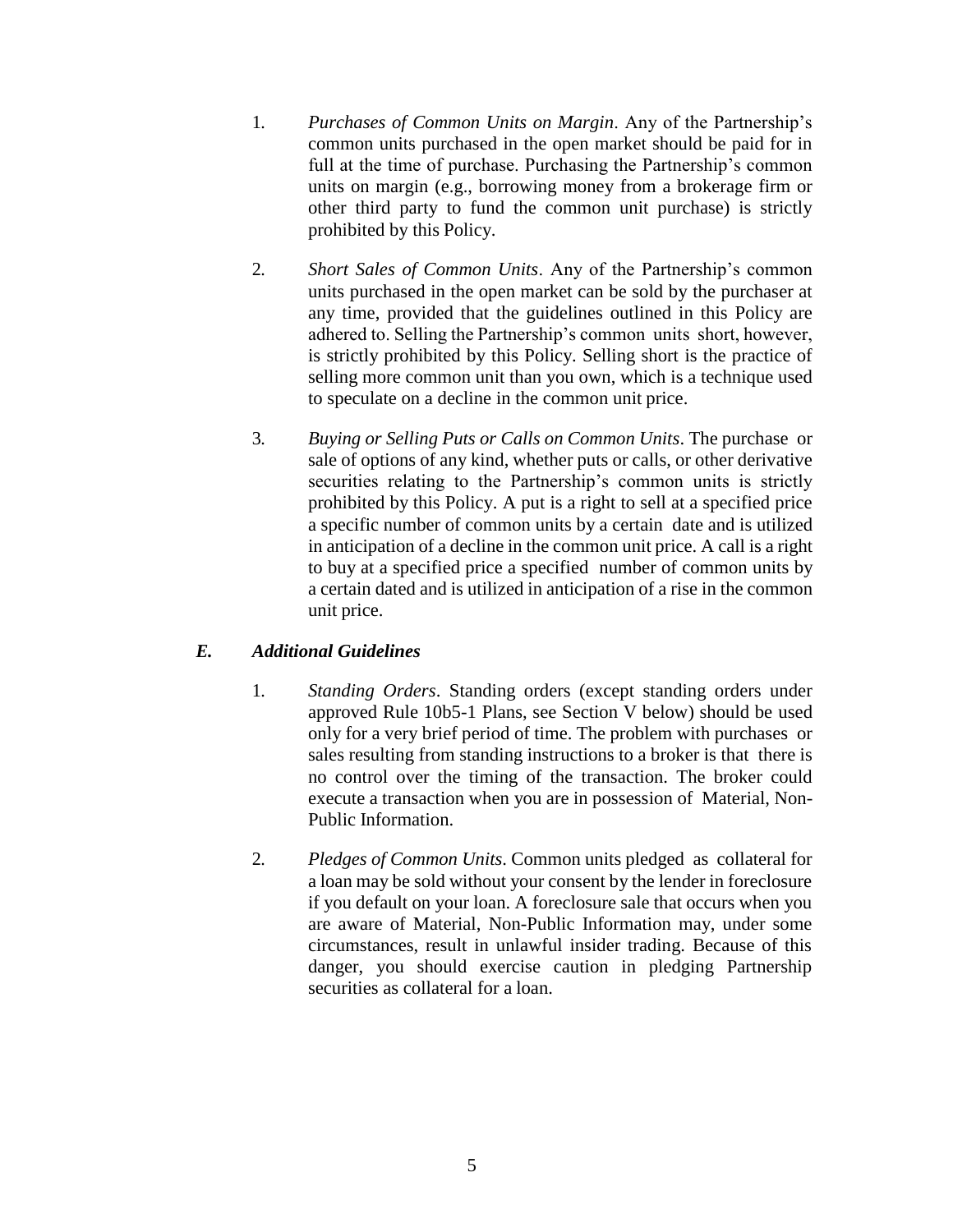1. *Purchases of Common Units on Margin*. Any of the Partnership's common units purchased in the open market should be paid for in full at the time of purchase. Purchasing the Partnership's common units on margin (e.g., borrowing money from a brokerage firm or other third party to fund the common unit purchase) is strictly prohibited by this Policy.

2. *Short Sales of Common Units*. Any of the Partnership's common units purchased in the open market can be sold by the purchaser at any time, provided that the guidelines outlined in this Policy are adhered to. Selling the Partnership's common units short, however, is strictly prohibited by this Policy. Selling short is the practice of selling more common unit than you own, which is a technique used to speculate on a decline in the common unit price.

3. *Buying or Selling Puts or Calls on Common Units*. The purchase or sale of options of any kind, whether puts or calls, or other derivative securities relating to the Partnership's common units is strictly prohibited by this Policy. A put is a right to sell at a specified price a specific number of common units by a certain date and is utilized in anticipation of a decline in the common unit price. A call is a right to buy at a specified price a specified number of common units by a certain dated and is utilized in anticipation of a rise in the common unit price.

### *E. Additional Guidelines*

1. *Standing Orders*. Standing orders (except standing orders under approved Rule 10b5-1 Plans, see Section V below) should be used only for a very brief period of time. The problem with purchases or sales resulting from standing instructions to a broker is that there is no control over the timing of the transaction. The broker could execute a transaction when you are in possession of Material, Non-Public Information.

2. *Pledges of Common Units*. Common units pledged as collateral for a loan may be sold without your consent by the lender in foreclosure if you default on your loan. A foreclosure sale that occurs when you are aware of Material, Non-Public Information may, under some circumstances, result in unlawful insider trading. Because of this danger, you should exercise caution in pledging Partnership securities as collateral for a loan.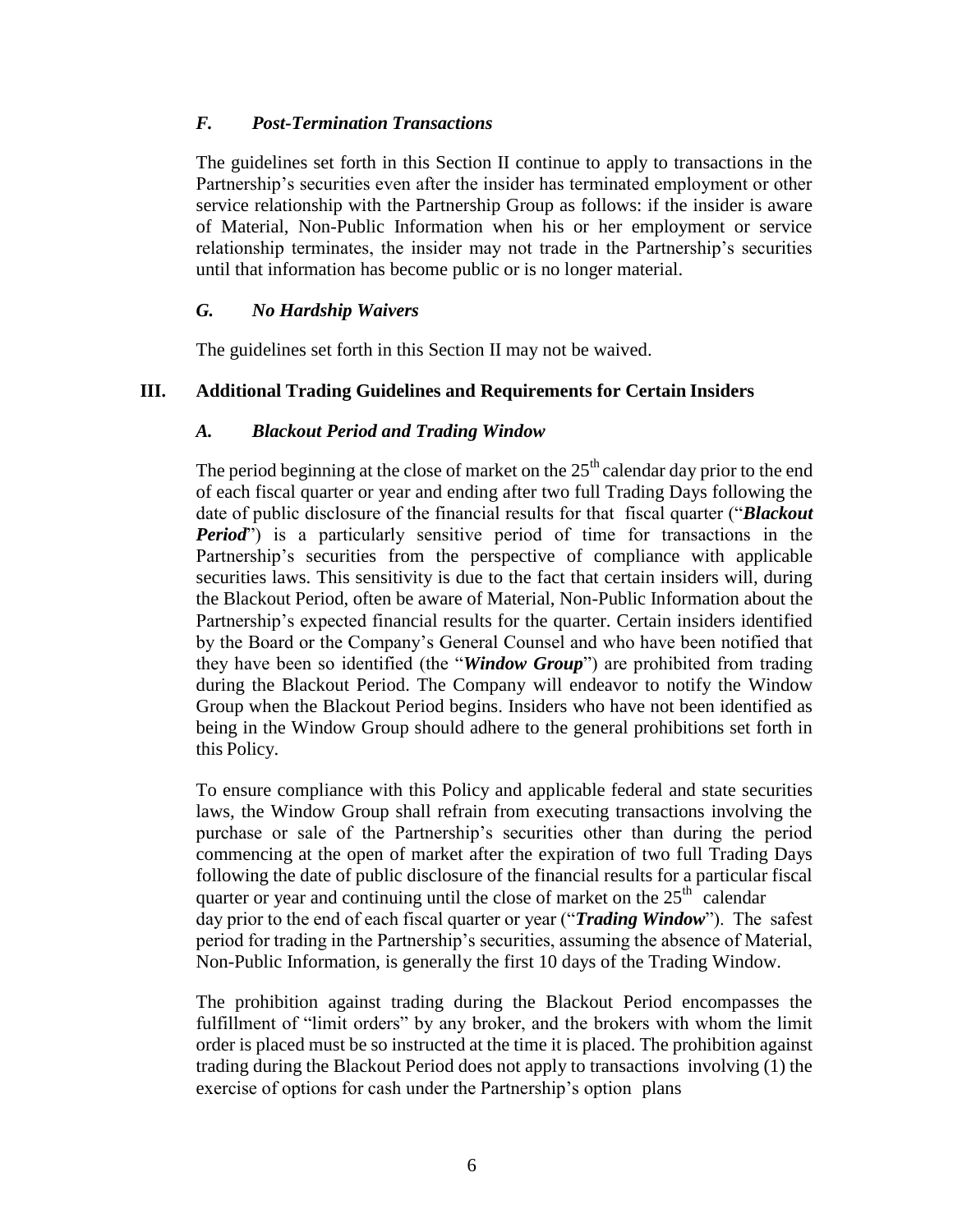### *F. Post-Termination Transactions*

The guidelines set forth in this Section II continue to apply to transactions in the Partnership's securities even after the insider has terminated employment or other service relationship with the Partnership Group as follows: if the insider is aware of Material, Non-Public Information when his or her employment or service relationship terminates, the insider may not trade in the Partnership's securities until that information has become public or is no longer material.

### *G. No Hardship Waivers*

The guidelines set forth in this Section II may not be waived.

## III. Additional Trading Guidelines and Requirements for Certain Insiders

### *A. Blackout Period and Trading Window*

The period beginning at the close of market on the 25th calendar day prior to the end of each fiscal quarter or year and ending after two full Trading Days following the date of public disclosure of the financial results for that fiscal quarter ("***Blackout Period***") is a particularly sensitive period of time for transactions in the Partnership's securities from the perspective of compliance with applicable securities laws. This sensitivity is due to the fact that certain insiders will, during the Blackout Period, often be aware of Material, Non-Public Information about the Partnership's expected financial results for the quarter. Certain insiders identified by the Board or the Company's General Counsel and who have been notified that they have been so identified (the "***Window Group***") are prohibited from trading during the Blackout Period. The Company will endeavor to notify the Window Group when the Blackout Period begins. Insiders who have not been identified as being in the Window Group should adhere to the general prohibitions set forth in this Policy.

To ensure compliance with this Policy and applicable federal and state securities laws, the Window Group shall refrain from executing transactions involving the purchase or sale of the Partnership's securities other than during the period commencing at the open of market after the expiration of two full Trading Days following the date of public disclosure of the financial results for a particular fiscal quarter or year and continuing until the close of market on the 25th calendar day prior to the end of each fiscal quarter or year ("***Trading Window***"). The safest period for trading in the Partnership's securities, assuming the absence of Material, Non-Public Information, is generally the first 10 days of the Trading Window.

The prohibition against trading during the Blackout Period encompasses the fulfillment of "limit orders" by any broker, and the brokers with whom the limit order is placed must be so instructed at the time it is placed. The prohibition against trading during the Blackout Period does not apply to transactions involving (1) the exercise of options for cash under the Partnership's option plans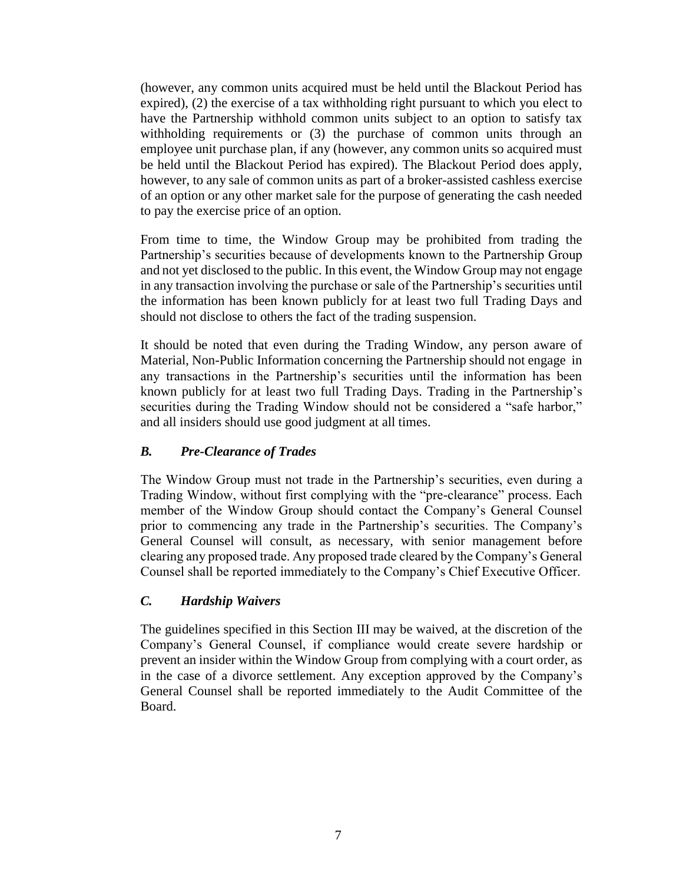(however, any common units acquired must be held until the Blackout Period has expired), (2) the exercise of a tax withholding right pursuant to which you elect to have the Partnership withhold common units subject to an option to satisfy tax withholding requirements or (3) the purchase of common units through an employee unit purchase plan, if any (however, any common units so acquired must be held until the Blackout Period has expired). The Blackout Period does apply, however, to any sale of common units as part of a broker-assisted cashless exercise of an option or any other market sale for the purpose of generating the cash needed to pay the exercise price of an option.

From time to time, the Window Group may be prohibited from trading the Partnership's securities because of developments known to the Partnership Group and not yet disclosed to the public. In this event, the Window Group may not engage in any transaction involving the purchase or sale of the Partnership's securities until the information has been known publicly for at least two full Trading Days and should not disclose to others the fact of the trading suspension.

It should be noted that even during the Trading Window, any person aware of Material, Non-Public Information concerning the Partnership should not engage in any transactions in the Partnership's securities until the information has been known publicly for at least two full Trading Days. Trading in the Partnership's securities during the Trading Window should not be considered a "safe harbor," and all insiders should use good judgment at all times.

### *B. Pre-Clearance of Trades*

The Window Group must not trade in the Partnership's securities, even during a Trading Window, without first complying with the "pre-clearance" process. Each member of the Window Group should contact the Company's General Counsel prior to commencing any trade in the Partnership's securities. The Company's General Counsel will consult, as necessary, with senior management before clearing any proposed trade. Any proposed trade cleared by the Company's General Counsel shall be reported immediately to the Company's Chief Executive Officer.

### *C. Hardship Waivers*

The guidelines specified in this Section III may be waived, at the discretion of the Company's General Counsel, if compliance would create severe hardship or prevent an insider within the Window Group from complying with a court order, as in the case of a divorce settlement. Any exception approved by the Company's General Counsel shall be reported immediately to the Audit Committee of the Board.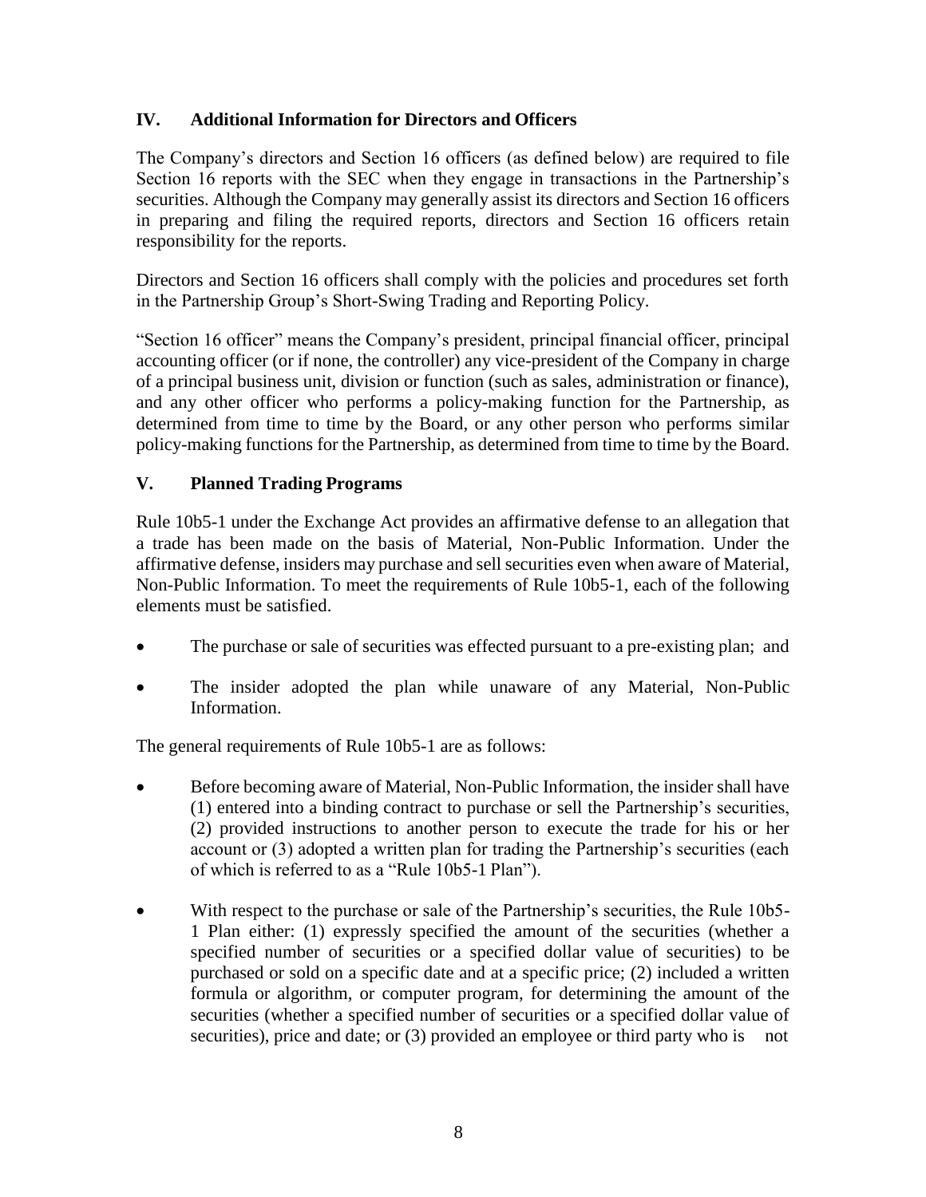## IV. Additional Information for Directors and Officers

The Company's directors and Section 16 officers (as defined below) are required to file Section 16 reports with the SEC when they engage in transactions in the Partnership's securities. Although the Company may generally assist its directors and Section 16 officers in preparing and filing the required reports, directors and Section 16 officers retain responsibility for the reports.

Directors and Section 16 officers shall comply with the policies and procedures set forth in the Partnership Group's Short-Swing Trading and Reporting Policy.

"Section 16 officer" means the Company's president, principal financial officer, principal accounting officer (or if none, the controller) any vice-president of the Company in charge of a principal business unit, division or function (such as sales, administration or finance), and any other officer who performs a policy-making function for the Partnership, as determined from time to time by the Board, or any other person who performs similar policy-making functions for the Partnership, as determined from time to time by the Board.

## V. Planned Trading Programs

Rule 10b5-1 under the Exchange Act provides an affirmative defense to an allegation that a trade has been made on the basis of Material, Non-Public Information. Under the affirmative defense, insiders may purchase and sell securities even when aware of Material, Non-Public Information. To meet the requirements of Rule 10b5-1, each of the following elements must be satisfied.

- The purchase or sale of securities was effected pursuant to a pre-existing plan; and
- The insider adopted the plan while unaware of any Material, Non-Public Information.

The general requirements of Rule 10b5-1 are as follows:

- Before becoming aware of Material, Non-Public Information, the insider shall have (1) entered into a binding contract to purchase or sell the Partnership's securities, (2) provided instructions to another person to execute the trade for his or her account or (3) adopted a written plan for trading the Partnership's securities (each of which is referred to as a "Rule 10b5-1 Plan").
- With respect to the purchase or sale of the Partnership's securities, the Rule 10b5-1 Plan either: (1) expressly specified the amount of the securities (whether a specified number of securities or a specified dollar value of securities) to be purchased or sold on a specific date and at a specific price; (2) included a written formula or algorithm, or computer program, for determining the amount of the securities (whether a specified number of securities or a specified dollar value of securities), price and date; or (3) provided an employee or third party who is not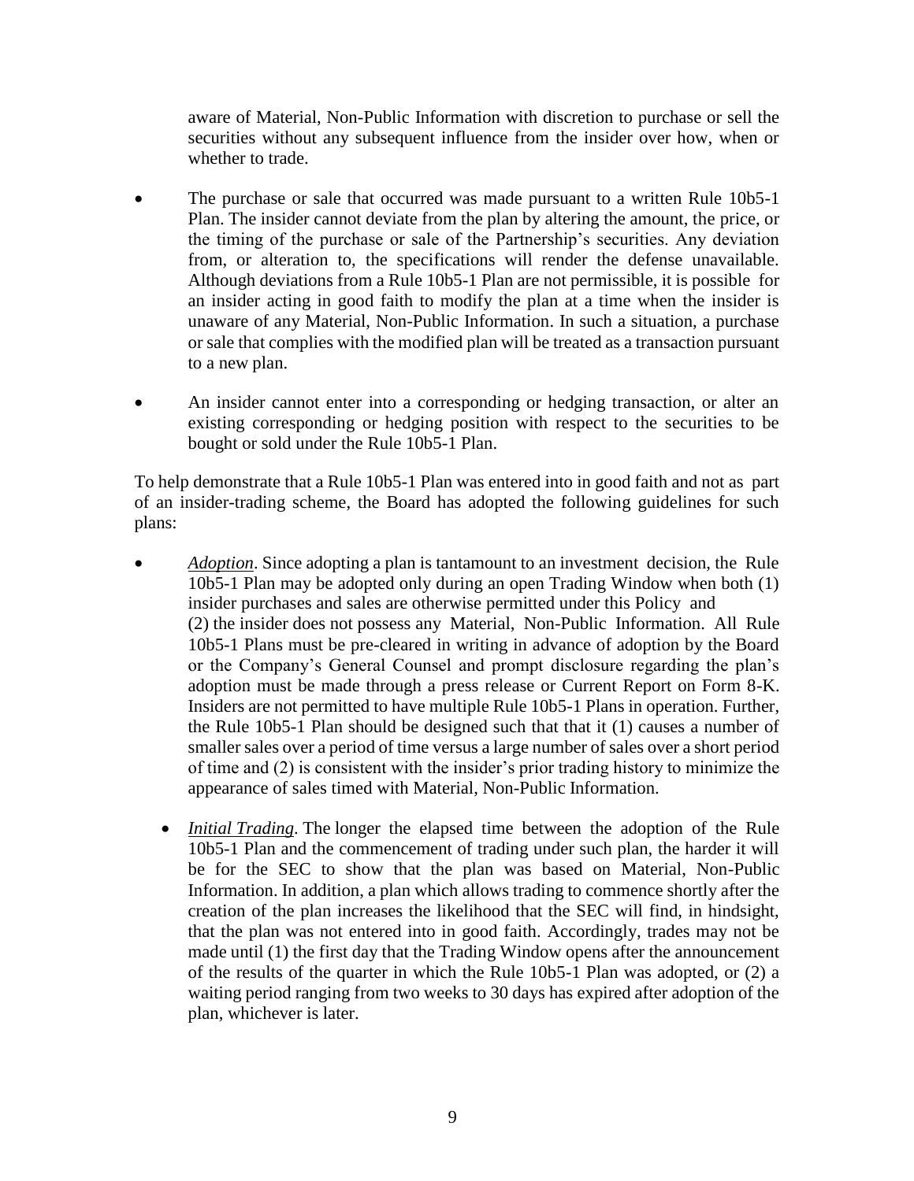aware of Material, Non-Public Information with discretion to purchase or sell the securities without any subsequent influence from the insider over how, when or whether to trade.

- The purchase or sale that occurred was made pursuant to a written Rule 10b5-1 Plan. The insider cannot deviate from the plan by altering the amount, the price, or the timing of the purchase or sale of the Partnership's securities. Any deviation from, or alteration to, the specifications will render the defense unavailable. Although deviations from a Rule 10b5-1 Plan are not permissible, it is possible for an insider acting in good faith to modify the plan at a time when the insider is unaware of any Material, Non-Public Information. In such a situation, a purchase or sale that complies with the modified plan will be treated as a transaction pursuant to a new plan.

- An insider cannot enter into a corresponding or hedging transaction, or alter an existing corresponding or hedging position with respect to the securities to be bought or sold under the Rule 10b5-1 Plan.

To help demonstrate that a Rule 10b5-1 Plan was entered into in good faith and not as part of an insider-trading scheme, the Board has adopted the following guidelines for such plans:

- *Adoption*. Since adopting a plan is tantamount to an investment decision, the Rule 10b5-1 Plan may be adopted only during an open Trading Window when both (1) insider purchases and sales are otherwise permitted under this Policy and (2) the insider does not possess any Material, Non-Public Information. All Rule 10b5-1 Plans must be pre-cleared in writing in advance of adoption by the Board or the Company's General Counsel and prompt disclosure regarding the plan's adoption must be made through a press release or Current Report on Form 8-K. Insiders are not permitted to have multiple Rule 10b5-1 Plans in operation. Further, the Rule 10b5-1 Plan should be designed such that that it (1) causes a number of smaller sales over a period of time versus a large number of sales over a short period of time and (2) is consistent with the insider's prior trading history to minimize the appearance of sales timed with Material, Non-Public Information.

    - *Initial Trading*. The longer the elapsed time between the adoption of the Rule 10b5-1 Plan and the commencement of trading under such plan, the harder it will be for the SEC to show that the plan was based on Material, Non-Public Information. In addition, a plan which allows trading to commence shortly after the creation of the plan increases the likelihood that the SEC will find, in hindsight, that the plan was not entered into in good faith. Accordingly, trades may not be made until (1) the first day that the Trading Window opens after the announcement of the results of the quarter in which the Rule 10b5-1 Plan was adopted, or (2) a waiting period ranging from two weeks to 30 days has expired after adoption of the plan, whichever is later.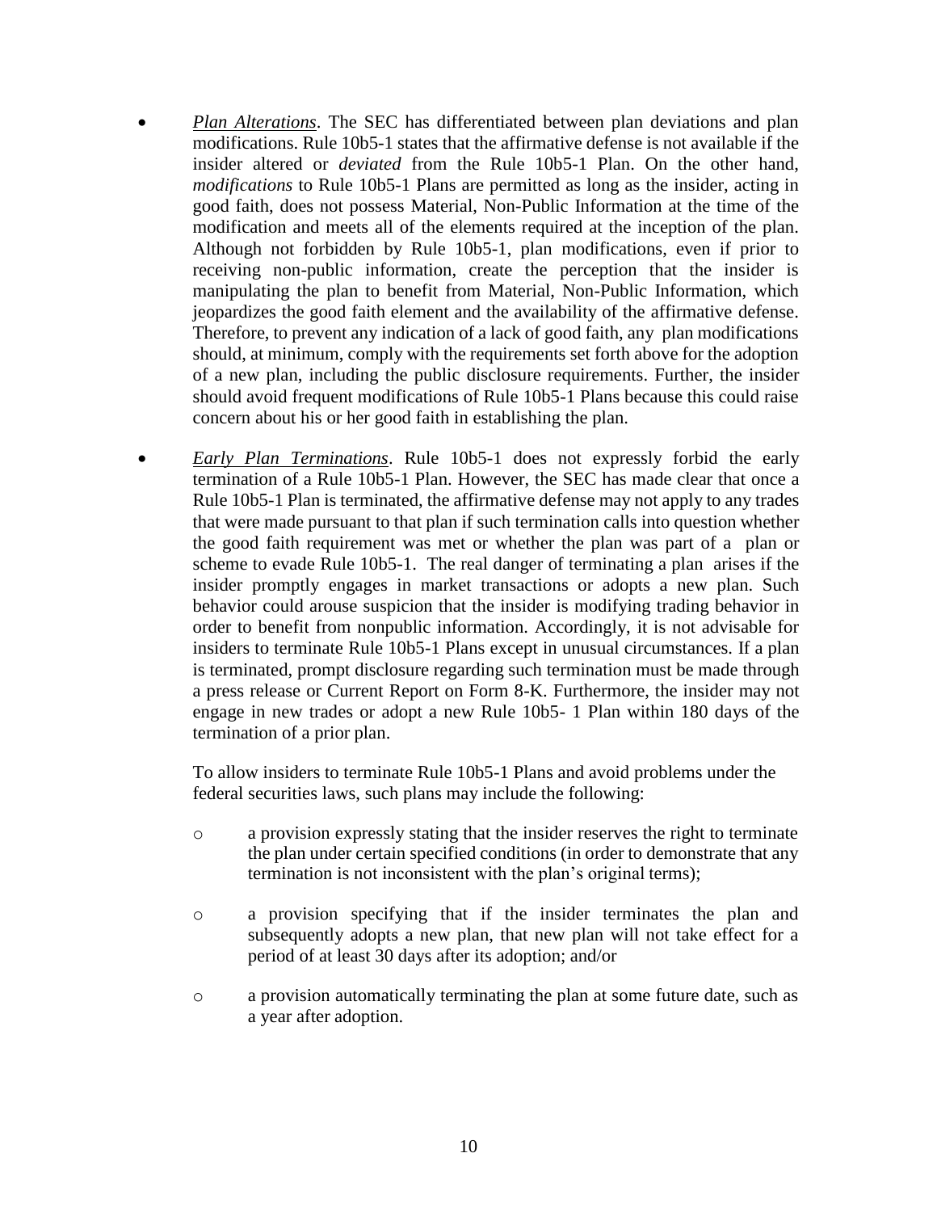- *Plan Alterations*. The SEC has differentiated between plan deviations and plan modifications. Rule 10b5-1 states that the affirmative defense is not available if the insider altered or *deviated* from the Rule 10b5-1 Plan. On the other hand, *modifications* to Rule 10b5-1 Plans are permitted as long as the insider, acting in good faith, does not possess Material, Non-Public Information at the time of the modification and meets all of the elements required at the inception of the plan. Although not forbidden by Rule 10b5-1, plan modifications, even if prior to receiving non-public information, create the perception that the insider is manipulating the plan to benefit from Material, Non-Public Information, which jeopardizes the good faith element and the availability of the affirmative defense. Therefore, to prevent any indication of a lack of good faith, any plan modifications should, at minimum, comply with the requirements set forth above for the adoption of a new plan, including the public disclosure requirements. Further, the insider should avoid frequent modifications of Rule 10b5-1 Plans because this could raise concern about his or her good faith in establishing the plan.

- *Early Plan Terminations*. Rule 10b5-1 does not expressly forbid the early termination of a Rule 10b5-1 Plan. However, the SEC has made clear that once a Rule 10b5-1 Plan is terminated, the affirmative defense may not apply to any trades that were made pursuant to that plan if such termination calls into question whether the good faith requirement was met or whether the plan was part of a plan or scheme to evade Rule 10b5-1. The real danger of terminating a plan arises if the insider promptly engages in market transactions or adopts a new plan. Such behavior could arouse suspicion that the insider is modifying trading behavior in order to benefit from nonpublic information. Accordingly, it is not advisable for insiders to terminate Rule 10b5-1 Plans except in unusual circumstances. If a plan is terminated, prompt disclosure regarding such termination must be made through a press release or Current Report on Form 8-K. Furthermore, the insider may not engage in new trades or adopt a new Rule 10b5- 1 Plan within 180 days of the termination of a prior plan.

  To allow insiders to terminate Rule 10b5-1 Plans and avoid problems under the federal securities laws, such plans may include the following:

  - a provision expressly stating that the insider reserves the right to terminate the plan under certain specified conditions (in order to demonstrate that any termination is not inconsistent with the plan's original terms);
  - a provision specifying that if the insider terminates the plan and subsequently adopts a new plan, that new plan will not take effect for a period of at least 30 days after its adoption; and/or
  - a provision automatically terminating the plan at some future date, such as a year after adoption.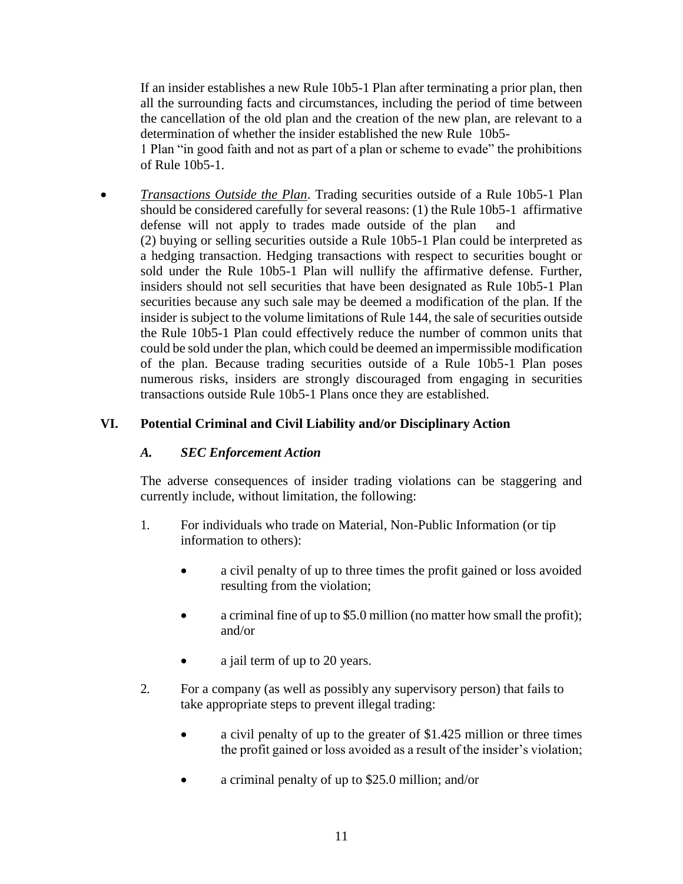If an insider establishes a new Rule 10b5-1 Plan after terminating a prior plan, then all the surrounding facts and circumstances, including the period of time between the cancellation of the old plan and the creation of the new plan, are relevant to a determination of whether the insider established the new Rule 10b5-1 Plan "in good faith and not as part of a plan or scheme to evade" the prohibitions of Rule 10b5-1.

- *Transactions Outside the Plan*. Trading securities outside of a Rule 10b5-1 Plan should be considered carefully for several reasons: (1) the Rule 10b5-1 affirmative defense will not apply to trades made outside of the plan and (2) buying or selling securities outside a Rule 10b5-1 Plan could be interpreted as a hedging transaction. Hedging transactions with respect to securities bought or sold under the Rule 10b5-1 Plan will nullify the affirmative defense. Further, insiders should not sell securities that have been designated as Rule 10b5-1 Plan securities because any such sale may be deemed a modification of the plan. If the insider is subject to the volume limitations of Rule 144, the sale of securities outside the Rule 10b5-1 Plan could effectively reduce the number of common units that could be sold under the plan, which could be deemed an impermissible modification of the plan. Because trading securities outside of a Rule 10b5-1 Plan poses numerous risks, insiders are strongly discouraged from engaging in securities transactions outside Rule 10b5-1 Plans once they are established.

## VI. Potential Criminal and Civil Liability and/or Disciplinary Action

### *A. SEC Enforcement Action*

The adverse consequences of insider trading violations can be staggering and currently include, without limitation, the following:

1. For individuals who trade on Material, Non-Public Information (or tip information to others):
   - a civil penalty of up to three times the profit gained or loss avoided resulting from the violation;
   - a criminal fine of up to $5.0 million (no matter how small the profit); and/or
   - a jail term of up to 20 years.

2. For a company (as well as possibly any supervisory person) that fails to take appropriate steps to prevent illegal trading:
   - a civil penalty of up to the greater of $1.425 million or three times the profit gained or loss avoided as a result of the insider's violation;
   - a criminal penalty of up to $25.0 million; and/or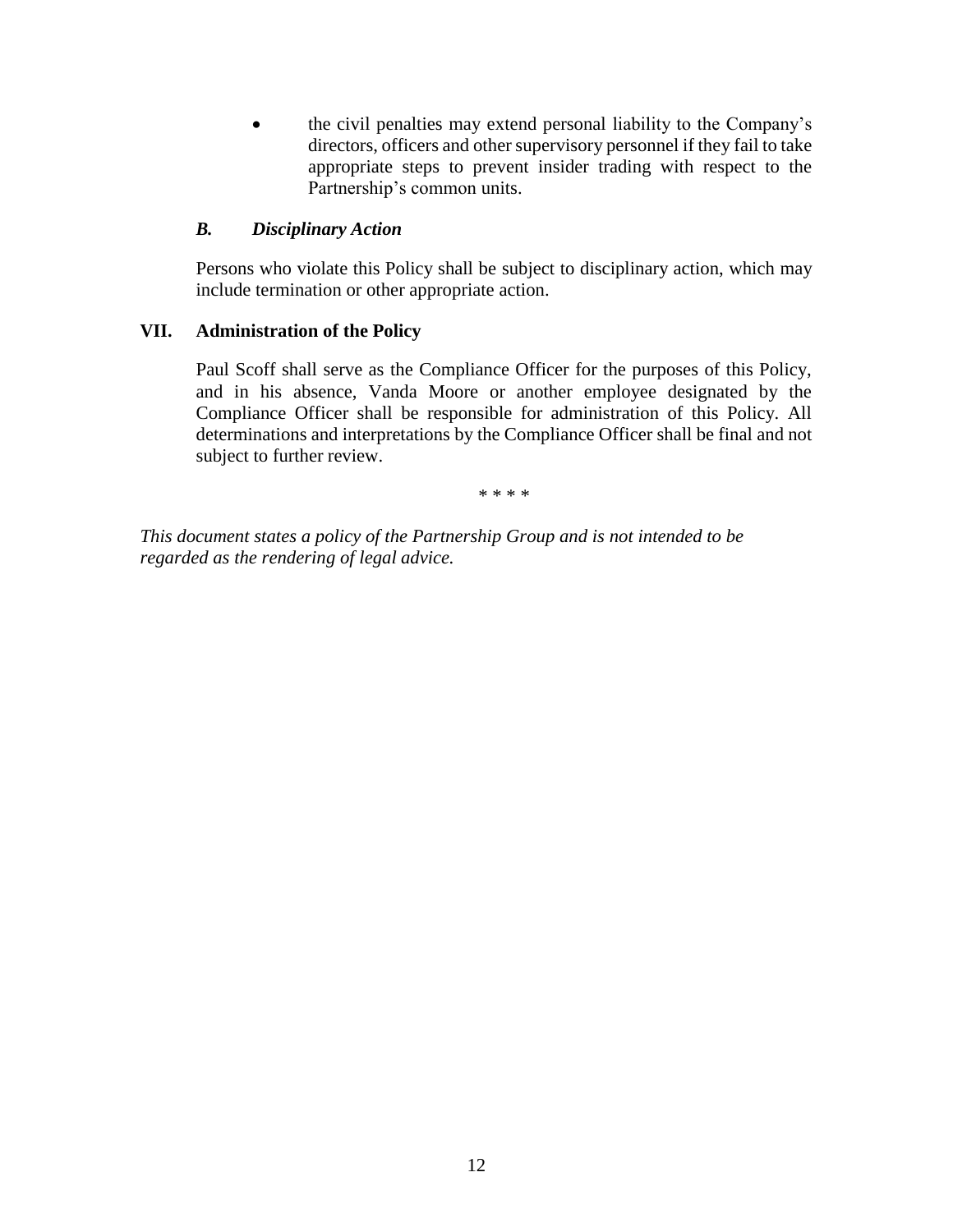- the civil penalties may extend personal liability to the Company's directors, officers and other supervisory personnel if they fail to take appropriate steps to prevent insider trading with respect to the Partnership's common units.

### *B. Disciplinary Action*

Persons who violate this Policy shall be subject to disciplinary action, which may include termination or other appropriate action.

## VII. Administration of the Policy

Paul Scoff shall serve as the Compliance Officer for the purposes of this Policy, and in his absence, Vanda Moore or another employee designated by the Compliance Officer shall be responsible for administration of this Policy. All determinations and interpretations by the Compliance Officer shall be final and not subject to further review.

\* \* \* \*

*This document states a policy of the Partnership Group and is not intended to be regarded as the rendering of legal advice.*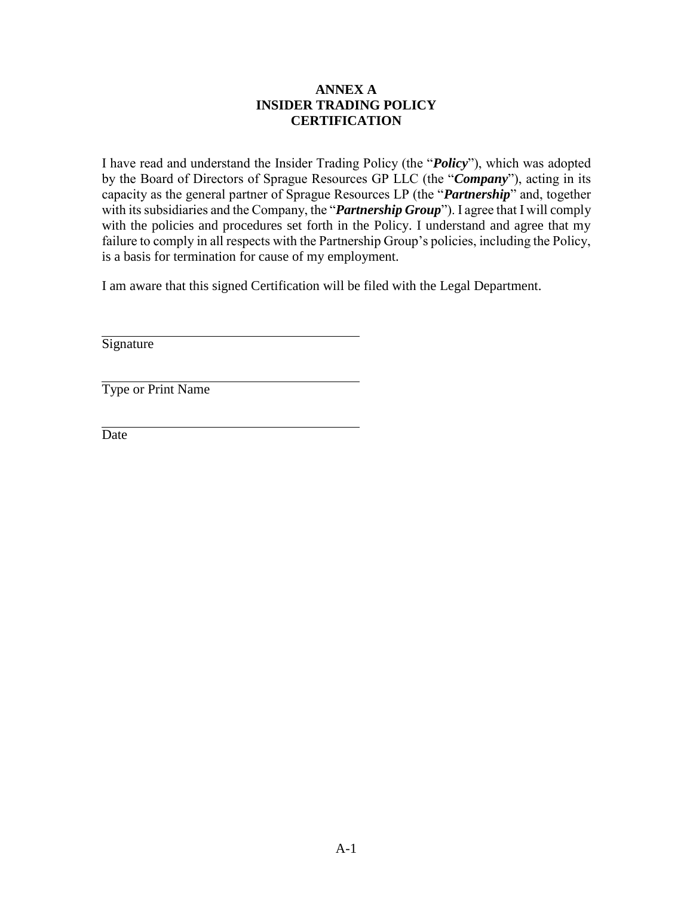# ANNEX A
# INSIDER TRADING POLICY
# CERTIFICATION

I have read and understand the Insider Trading Policy (the "***Policy***"), which was adopted by the Board of Directors of Sprague Resources GP LLC (the "***Company***"), acting in its capacity as the general partner of Sprague Resources LP (the "***Partnership***" and, together with its subsidiaries and the Company, the "***Partnership Group***"). I agree that I will comply with the policies and procedures set forth in the Policy. I understand and agree that my failure to comply in all respects with the Partnership Group's policies, including the Policy, is a basis for termination for cause of my employment.

I am aware that this signed Certification will be filed with the Legal Department.

\_\_\_\_\_\_\_\_\_\_\_\_\_\_\_\_\_\_\_\_\_\_\_\_\_\_\_\_\_\_\_\_\_\_\_\_\_\_\_\_
Signature

\_\_\_\_\_\_\_\_\_\_\_\_\_\_\_\_\_\_\_\_\_\_\_\_\_\_\_\_\_\_\_\_\_\_\_\_\_\_\_\_
Type or Print Name

\_\_\_\_\_\_\_\_\_\_\_\_\_\_\_\_\_\_\_\_\_\_\_\_\_\_\_\_\_\_\_\_\_\_\_\_\_\_\_\_
Date